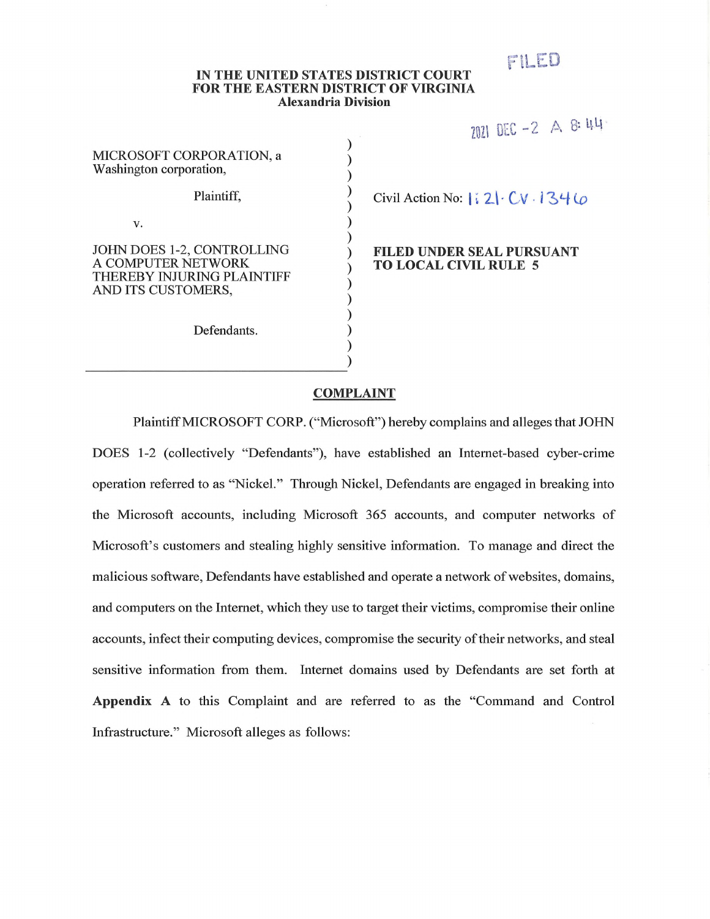FILED

**IN THE UNITED STATES DISTRICT COURT**
**FOR THE EASTERN DISTRICT OF VIRGINIA**
**Alexandria Division**

2021 DEC -2 A 8:44

| | |
|---|---|
| MICROSOFT CORPORATION, a Washington corporation, | |
| Plaintiff, | Civil Action No: 1:21-CV-1346 |
| v. | |
| JOHN DOES 1-2, CONTROLLING A COMPUTER NETWORK THEREBY INJURING PLAINTIFF AND ITS CUSTOMERS, | **FILED UNDER SEAL PURSUANT TO LOCAL CIVIL RULE 5** |
| Defendants. | |

## COMPLAINT

Plaintiff MICROSOFT CORP. ("Microsoft") hereby complains and alleges that JOHN DOES 1-2 (collectively "Defendants"), have established an Internet-based cyber-crime operation referred to as "Nickel." Through Nickel, Defendants are engaged in breaking into the Microsoft accounts, including Microsoft 365 accounts, and computer networks of Microsoft's customers and stealing highly sensitive information. To manage and direct the malicious software, Defendants have established and operate a network of websites, domains, and computers on the Internet, which they use to target their victims, compromise their online accounts, infect their computing devices, compromise the security of their networks, and steal sensitive information from them. Internet domains used by Defendants are set forth at **Appendix A** to this Complaint and are referred to as the "Command and Control Infrastructure." Microsoft alleges as follows: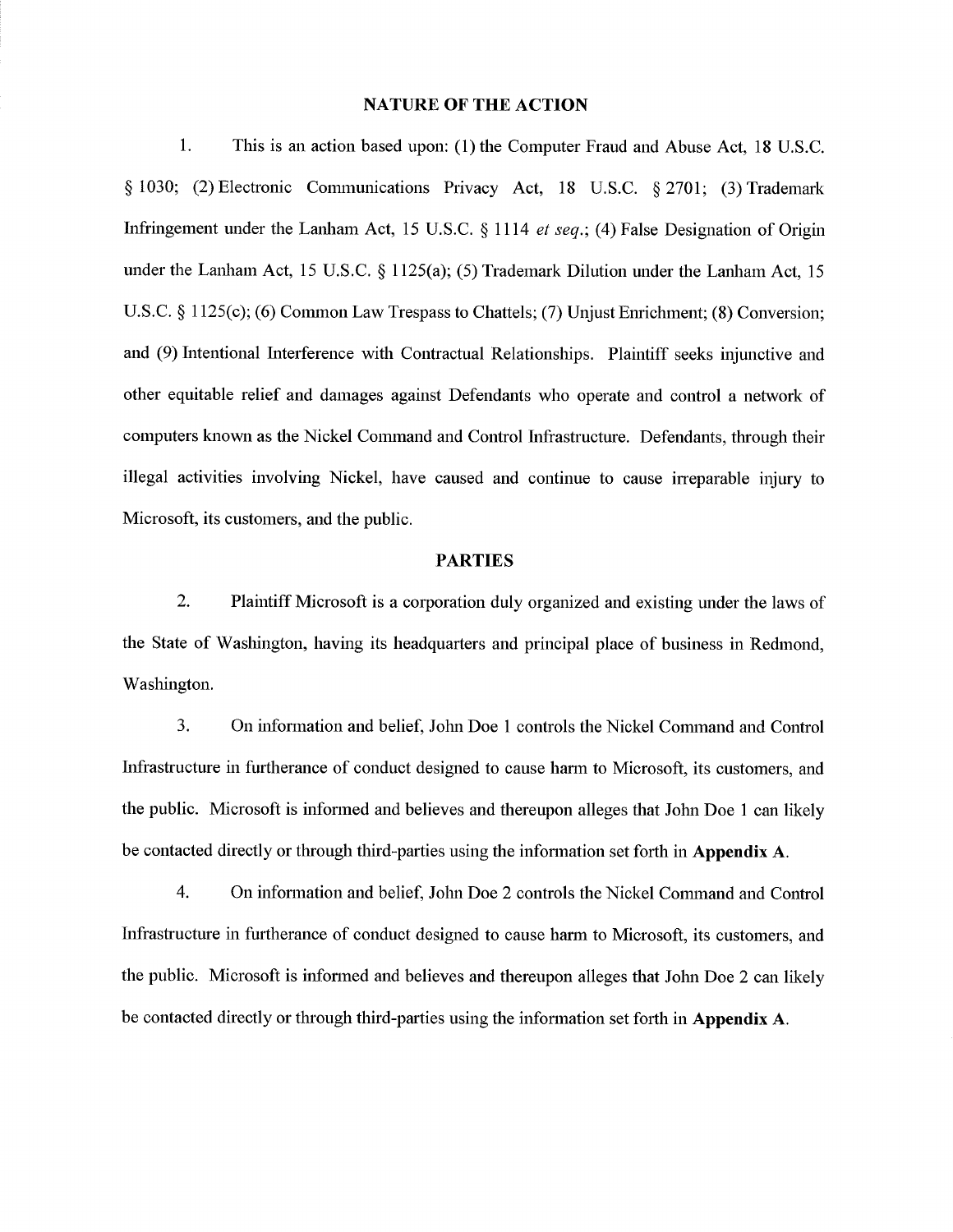## NATURE OF THE ACTION

1. This is an action based upon: (1) the Computer Fraud and Abuse Act, 18 U.S.C. § 1030; (2) Electronic Communications Privacy Act, 18 U.S.C. § 2701; (3) Trademark Infringement under the Lanham Act, 15 U.S.C. § 1114 *et seq.*; (4) False Designation of Origin under the Lanham Act, 15 U.S.C. § 1125(a); (5) Trademark Dilution under the Lanham Act, 15 U.S.C. § 1125(c); (6) Common Law Trespass to Chattels; (7) Unjust Enrichment; (8) Conversion; and (9) Intentional Interference with Contractual Relationships. Plaintiff seeks injunctive and other equitable relief and damages against Defendants who operate and control a network of computers known as the Nickel Command and Control Infrastructure. Defendants, through their illegal activities involving Nickel, have caused and continue to cause irreparable injury to Microsoft, its customers, and the public.

## PARTIES

2. Plaintiff Microsoft is a corporation duly organized and existing under the laws of the State of Washington, having its headquarters and principal place of business in Redmond, Washington.

3. On information and belief, John Doe 1 controls the Nickel Command and Control Infrastructure in furtherance of conduct designed to cause harm to Microsoft, its customers, and the public. Microsoft is informed and believes and thereupon alleges that John Doe 1 can likely be contacted directly or through third-parties using the information set forth in **Appendix A**.

4. On information and belief, John Doe 2 controls the Nickel Command and Control Infrastructure in furtherance of conduct designed to cause harm to Microsoft, its customers, and the public. Microsoft is informed and believes and thereupon alleges that John Doe 2 can likely be contacted directly or through third-parties using the information set forth in **Appendix A**.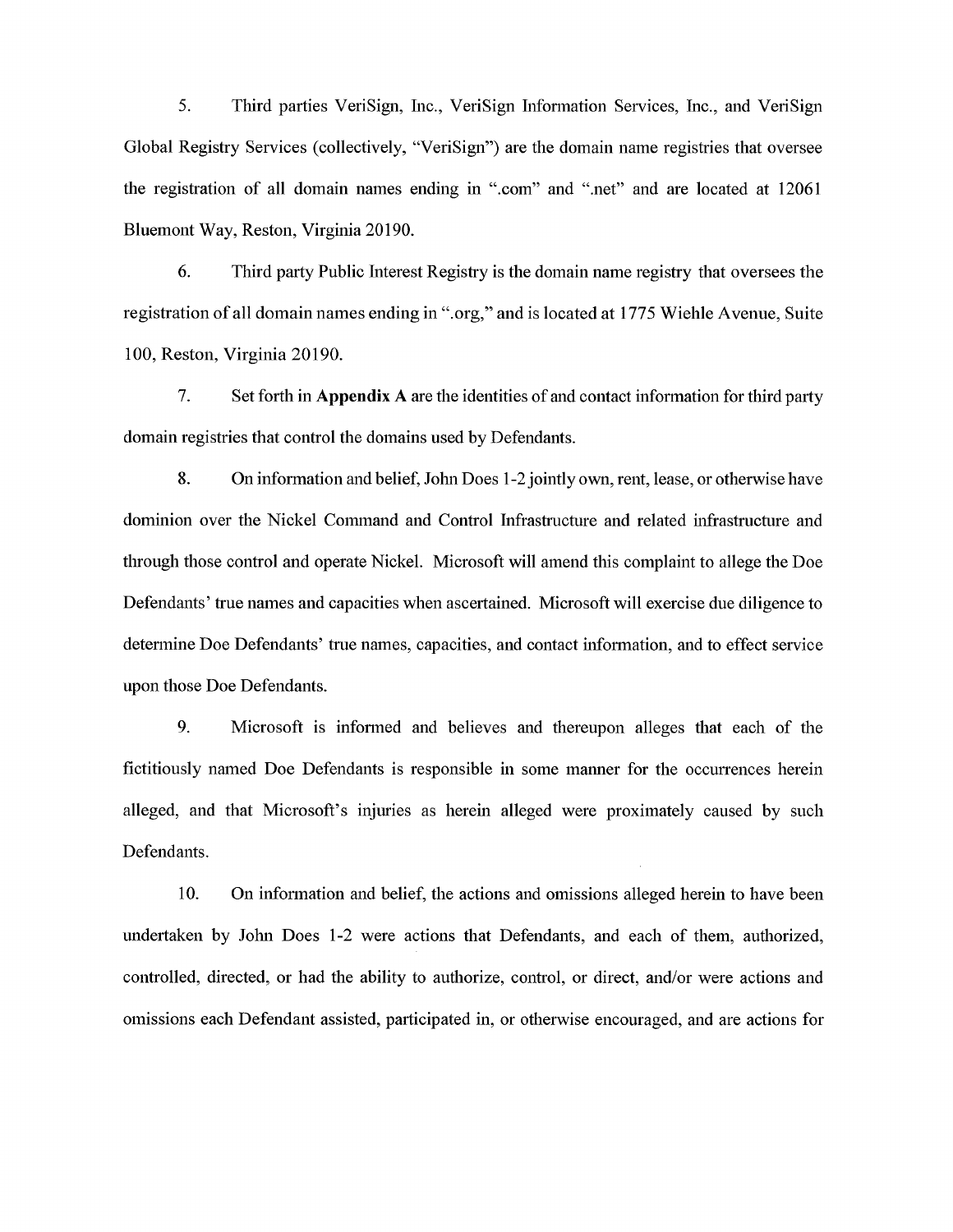5. Third parties VeriSign, Inc., VeriSign Information Services, Inc., and VeriSign Global Registry Services (collectively, "VeriSign") are the domain name registries that oversee the registration of all domain names ending in ".com" and ".net" and are located at 12061 Bluemont Way, Reston, Virginia 20190.

6. Third party Public Interest Registry is the domain name registry that oversees the registration of all domain names ending in ".org," and is located at 1775 Wiehle Avenue, Suite 100, Reston, Virginia 20190.

7. Set forth in **Appendix A** are the identities of and contact information for third party domain registries that control the domains used by Defendants.

8. On information and belief, John Does 1-2 jointly own, rent, lease, or otherwise have dominion over the Nickel Command and Control Infrastructure and related infrastructure and through those control and operate Nickel. Microsoft will amend this complaint to allege the Doe Defendants' true names and capacities when ascertained. Microsoft will exercise due diligence to determine Doe Defendants' true names, capacities, and contact information, and to effect service upon those Doe Defendants.

9. Microsoft is informed and believes and thereupon alleges that each of the fictitiously named Doe Defendants is responsible in some manner for the occurrences herein alleged, and that Microsoft's injuries as herein alleged were proximately caused by such Defendants.

10. On information and belief, the actions and omissions alleged herein to have been undertaken by John Does 1-2 were actions that Defendants, and each of them, authorized, controlled, directed, or had the ability to authorize, control, or direct, and/or were actions and omissions each Defendant assisted, participated in, or otherwise encouraged, and are actions for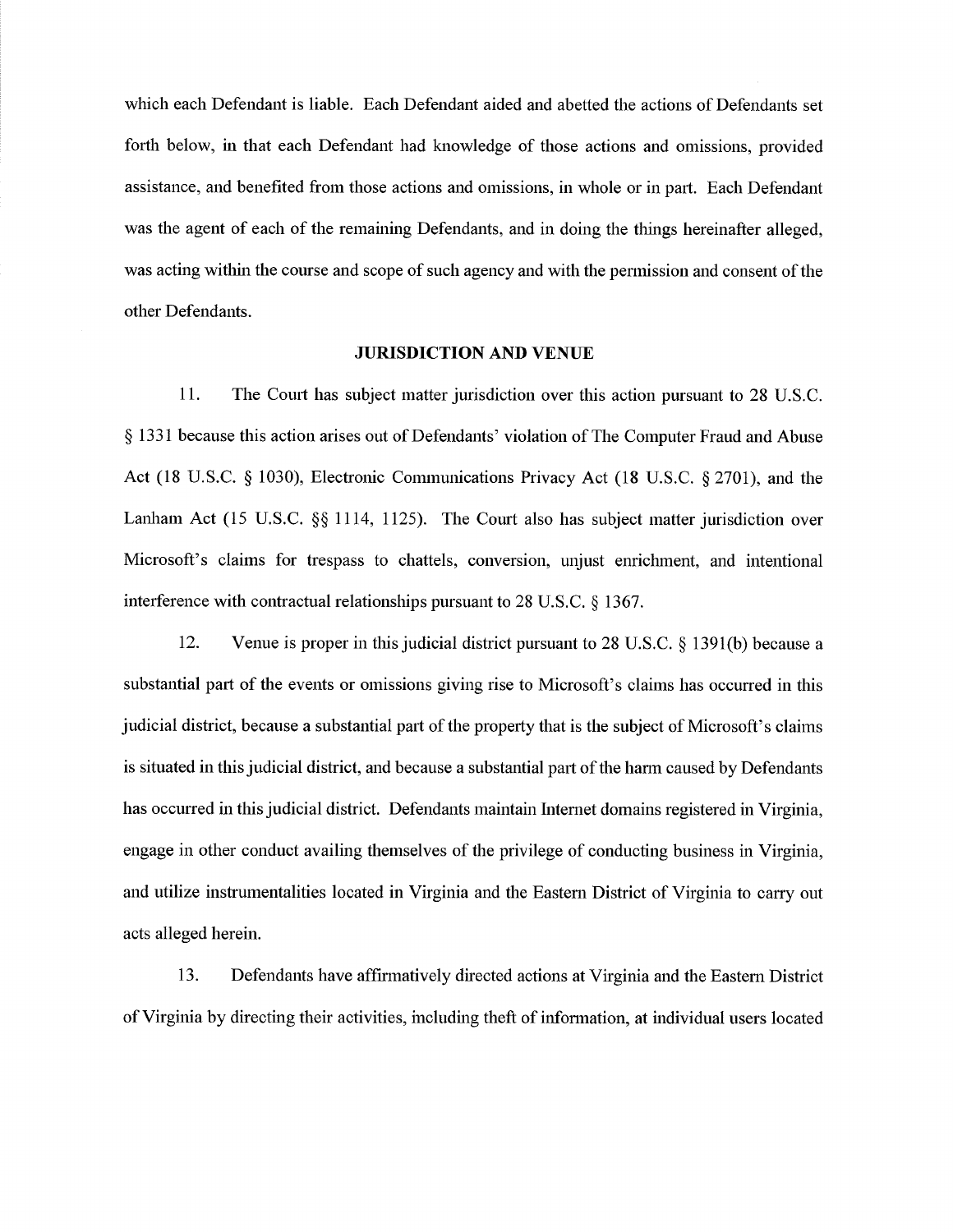which each Defendant is liable. Each Defendant aided and abetted the actions of Defendants set forth below, in that each Defendant had knowledge of those actions and omissions, provided assistance, and benefited from those actions and omissions, in whole or in part. Each Defendant was the agent of each of the remaining Defendants, and in doing the things hereinafter alleged, was acting within the course and scope of such agency and with the permission and consent of the other Defendants.

## JURISDICTION AND VENUE

11. The Court has subject matter jurisdiction over this action pursuant to 28 U.S.C. § 1331 because this action arises out of Defendants' violation of The Computer Fraud and Abuse Act (18 U.S.C. § 1030), Electronic Communications Privacy Act (18 U.S.C. § 2701), and the Lanham Act (15 U.S.C. §§ 1114, 1125). The Court also has subject matter jurisdiction over Microsoft's claims for trespass to chattels, conversion, unjust enrichment, and intentional interference with contractual relationships pursuant to 28 U.S.C. § 1367.

12. Venue is proper in this judicial district pursuant to 28 U.S.C. § 1391(b) because a substantial part of the events or omissions giving rise to Microsoft's claims has occurred in this judicial district, because a substantial part of the property that is the subject of Microsoft's claims is situated in this judicial district, and because a substantial part of the harm caused by Defendants has occurred in this judicial district. Defendants maintain Internet domains registered in Virginia, engage in other conduct availing themselves of the privilege of conducting business in Virginia, and utilize instrumentalities located in Virginia and the Eastern District of Virginia to carry out acts alleged herein.

13. Defendants have affirmatively directed actions at Virginia and the Eastern District of Virginia by directing their activities, including theft of information, at individual users located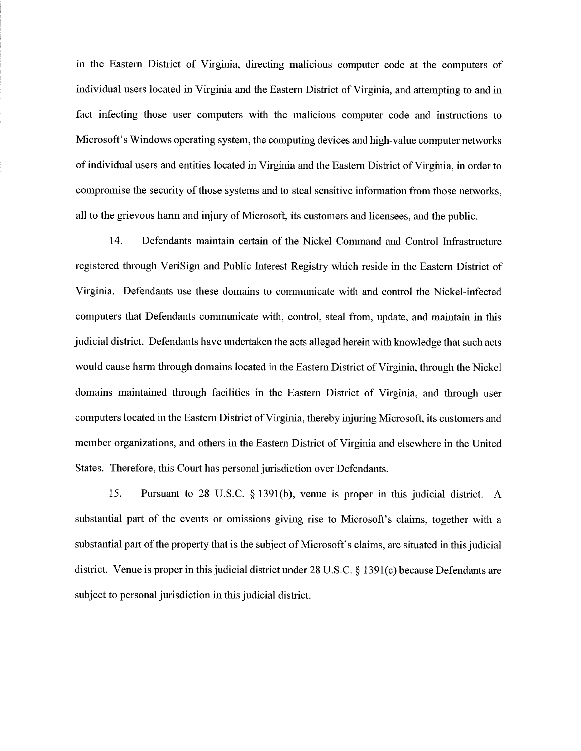in the Eastern District of Virginia, directing malicious computer code at the computers of individual users located in Virginia and the Eastern District of Virginia, and attempting to and in fact infecting those user computers with the malicious computer code and instructions to Microsoft's Windows operating system, the computing devices and high-value computer networks of individual users and entities located in Virginia and the Eastern District of Virginia, in order to compromise the security of those systems and to steal sensitive information from those networks, all to the grievous harm and injury of Microsoft, its customers and licensees, and the public.

14. Defendants maintain certain of the Nickel Command and Control Infrastructure registered through VeriSign and Public Interest Registry which reside in the Eastern District of Virginia. Defendants use these domains to communicate with and control the Nickel-infected computers that Defendants communicate with, control, steal from, update, and maintain in this judicial district. Defendants have undertaken the acts alleged herein with knowledge that such acts would cause harm through domains located in the Eastern District of Virginia, through the Nickel domains maintained through facilities in the Eastern District of Virginia, and through user computers located in the Eastern District of Virginia, thereby injuring Microsoft, its customers and member organizations, and others in the Eastern District of Virginia and elsewhere in the United States. Therefore, this Court has personal jurisdiction over Defendants.

15. Pursuant to 28 U.S.C. § 1391(b), venue is proper in this judicial district. A substantial part of the events or omissions giving rise to Microsoft's claims, together with a substantial part of the property that is the subject of Microsoft's claims, are situated in this judicial district. Venue is proper in this judicial district under 28 U.S.C. § 1391(c) because Defendants are subject to personal jurisdiction in this judicial district.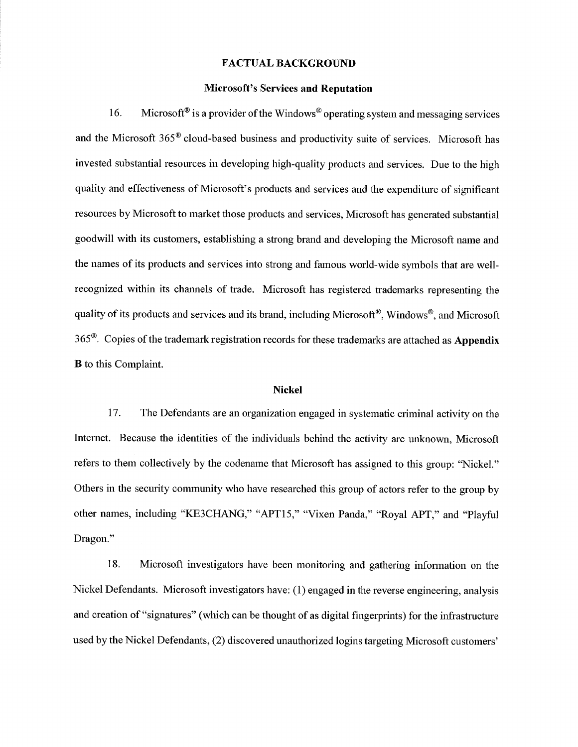## FACTUAL BACKGROUND

### Microsoft's Services and Reputation

16. Microsoft® is a provider of the Windows® operating system and messaging services and the Microsoft 365® cloud-based business and productivity suite of services. Microsoft has invested substantial resources in developing high-quality products and services. Due to the high quality and effectiveness of Microsoft's products and services and the expenditure of significant resources by Microsoft to market those products and services, Microsoft has generated substantial goodwill with its customers, establishing a strong brand and developing the Microsoft name and the names of its products and services into strong and famous world-wide symbols that are well-recognized within its channels of trade. Microsoft has registered trademarks representing the quality of its products and services and its brand, including Microsoft®, Windows®, and Microsoft 365®. Copies of the trademark registration records for these trademarks are attached as **Appendix B** to this Complaint.

### Nickel

17. The Defendants are an organization engaged in systematic criminal activity on the Internet. Because the identities of the individuals behind the activity are unknown, Microsoft refers to them collectively by the codename that Microsoft has assigned to this group: "Nickel." Others in the security community who have researched this group of actors refer to the group by other names, including "KE3CHANG," "APT15," "Vixen Panda," "Royal APT," and "Playful Dragon."

18. Microsoft investigators have been monitoring and gathering information on the Nickel Defendants. Microsoft investigators have: (1) engaged in the reverse engineering, analysis and creation of "signatures" (which can be thought of as digital fingerprints) for the infrastructure used by the Nickel Defendants, (2) discovered unauthorized logins targeting Microsoft customers'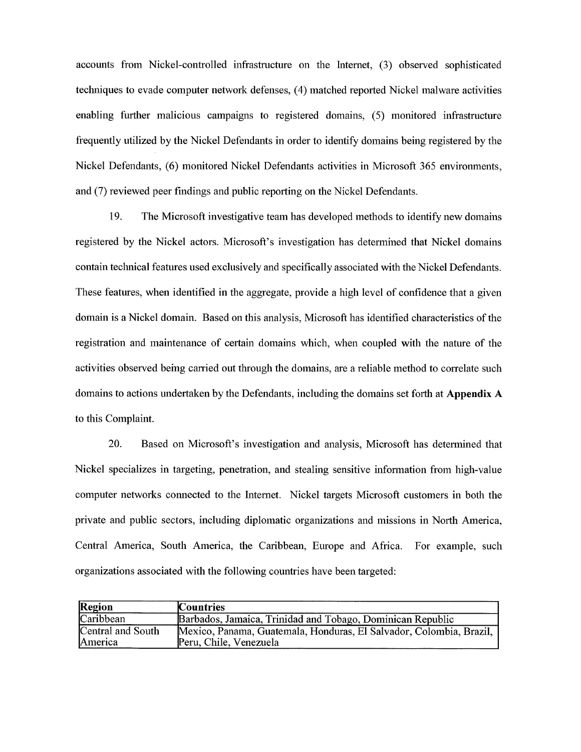accounts from Nickel-controlled infrastructure on the Internet, (3) observed sophisticated techniques to evade computer network defenses, (4) matched reported Nickel malware activities enabling further malicious campaigns to registered domains, (5) monitored infrastructure frequently utilized by the Nickel Defendants in order to identify domains being registered by the Nickel Defendants, (6) monitored Nickel Defendants activities in Microsoft 365 environments, and (7) reviewed peer findings and public reporting on the Nickel Defendants.

19. The Microsoft investigative team has developed methods to identify new domains registered by the Nickel actors. Microsoft's investigation has determined that Nickel domains contain technical features used exclusively and specifically associated with the Nickel Defendants. These features, when identified in the aggregate, provide a high level of confidence that a given domain is a Nickel domain. Based on this analysis, Microsoft has identified characteristics of the registration and maintenance of certain domains which, when coupled with the nature of the activities observed being carried out through the domains, are a reliable method to correlate such domains to actions undertaken by the Defendants, including the domains set forth at **Appendix A** to this Complaint.

20. Based on Microsoft's investigation and analysis, Microsoft has determined that Nickel specializes in targeting, penetration, and stealing sensitive information from high-value computer networks connected to the Internet. Nickel targets Microsoft customers in both the private and public sectors, including diplomatic organizations and missions in North America, Central America, South America, the Caribbean, Europe and Africa. For example, such organizations associated with the following countries have been targeted:

| Region | Countries |
|---|---|
| Caribbean | Barbados, Jamaica, Trinidad and Tobago, Dominican Republic |
| Central and South America | Mexico, Panama, Guatemala, Honduras, El Salvador, Colombia, Brazil, Peru, Chile, Venezuela |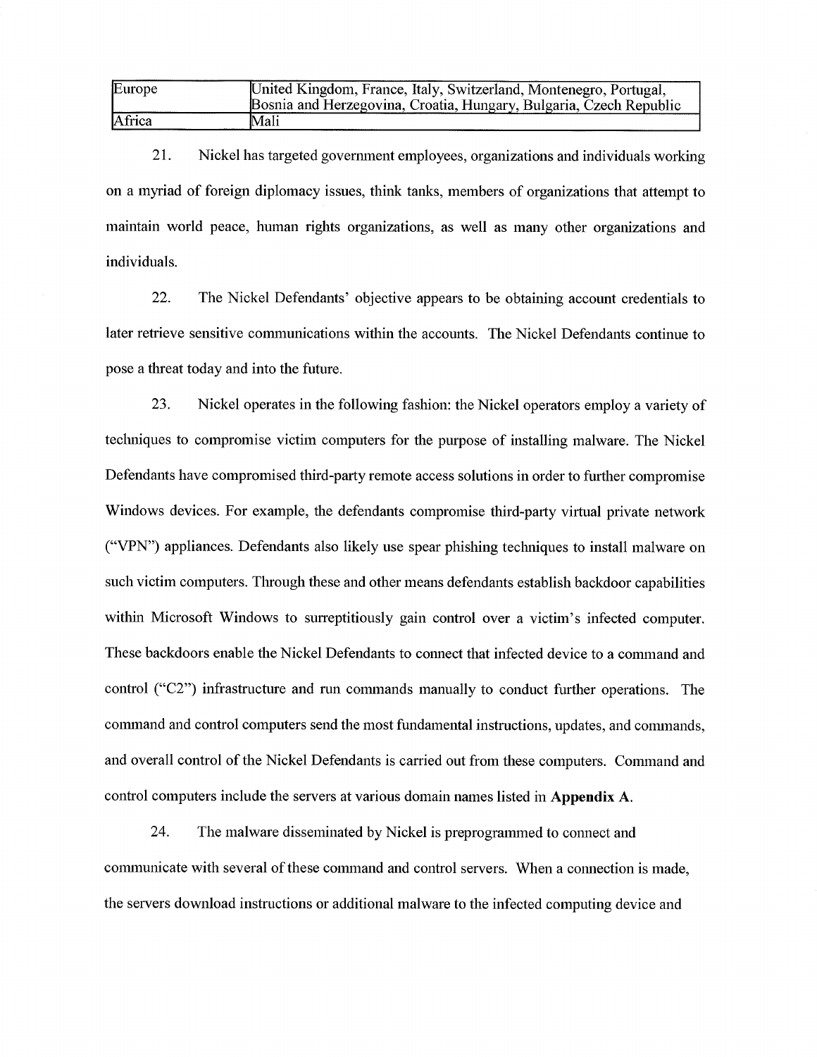| Europe | United Kingdom, France, Italy, Switzerland, Montenegro, Portugal, Bosnia and Herzegovina, Croatia, Hungary, Bulgaria, Czech Republic |
|---|---|
| Africa | Mali |

21. Nickel has targeted government employees, organizations and individuals working on a myriad of foreign diplomacy issues, think tanks, members of organizations that attempt to maintain world peace, human rights organizations, as well as many other organizations and individuals.

22. The Nickel Defendants' objective appears to be obtaining account credentials to later retrieve sensitive communications within the accounts. The Nickel Defendants continue to pose a threat today and into the future.

23. Nickel operates in the following fashion: the Nickel operators employ a variety of techniques to compromise victim computers for the purpose of installing malware. The Nickel Defendants have compromised third-party remote access solutions in order to further compromise Windows devices. For example, the defendants compromise third-party virtual private network ("VPN") appliances. Defendants also likely use spear phishing techniques to install malware on such victim computers. Through these and other means defendants establish backdoor capabilities within Microsoft Windows to surreptitiously gain control over a victim's infected computer. These backdoors enable the Nickel Defendants to connect that infected device to a command and control ("C2") infrastructure and run commands manually to conduct further operations. The command and control computers send the most fundamental instructions, updates, and commands, and overall control of the Nickel Defendants is carried out from these computers. Command and control computers include the servers at various domain names listed in **Appendix A**.

24. The malware disseminated by Nickel is preprogrammed to connect and communicate with several of these command and control servers. When a connection is made, the servers download instructions or additional malware to the infected computing device and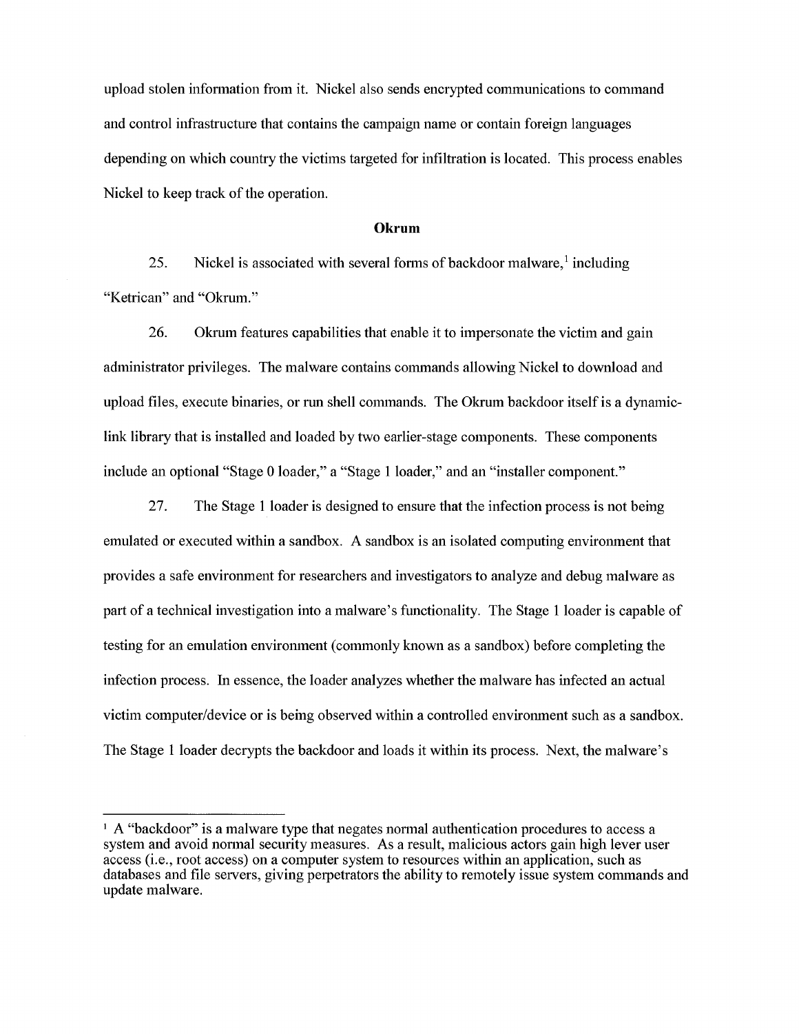upload stolen information from it. Nickel also sends encrypted communications to command and control infrastructure that contains the campaign name or contain foreign languages depending on which country the victims targeted for infiltration is located. This process enables Nickel to keep track of the operation.

**Okrum**

25. Nickel is associated with several forms of backdoor malware,[1] including "Ketrican" and "Okrum."

26. Okrum features capabilities that enable it to impersonate the victim and gain administrator privileges. The malware contains commands allowing Nickel to download and upload files, execute binaries, or run shell commands. The Okrum backdoor itself is a dynamic-link library that is installed and loaded by two earlier-stage components. These components include an optional "Stage 0 loader," a "Stage 1 loader," and an "installer component."

27. The Stage 1 loader is designed to ensure that the infection process is not being emulated or executed within a sandbox. A sandbox is an isolated computing environment that provides a safe environment for researchers and investigators to analyze and debug malware as part of a technical investigation into a malware's functionality. The Stage 1 loader is capable of testing for an emulation environment (commonly known as a sandbox) before completing the infection process. In essence, the loader analyzes whether the malware has infected an actual victim computer/device or is being observed within a controlled environment such as a sandbox. The Stage 1 loader decrypts the backdoor and loads it within its process. Next, the malware's

---

[1] A "backdoor" is a malware type that negates normal authentication procedures to access a system and avoid normal security measures. As a result, malicious actors gain high lever user access (i.e., root access) on a computer system to resources within an application, such as databases and file servers, giving perpetrators the ability to remotely issue system commands and update malware.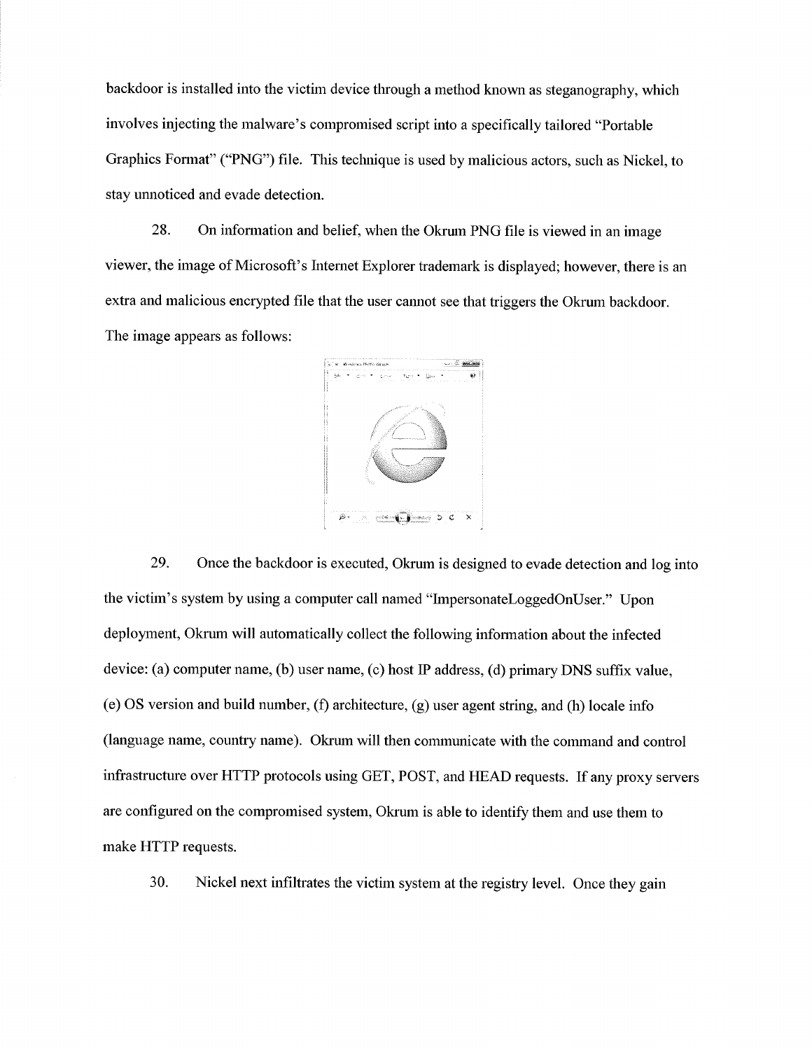backdoor is installed into the victim device through a method known as steganography, which involves injecting the malware's compromised script into a specifically tailored "Portable Graphics Format" ("PNG") file. This technique is used by malicious actors, such as Nickel, to stay unnoticed and evade detection.

28. On information and belief, when the Okrum PNG file is viewed in an image viewer, the image of Microsoft's Internet Explorer trademark is displayed; however, there is an extra and malicious encrypted file that the user cannot see that triggers the Okrum backdoor. The image appears as follows:

29. Once the backdoor is executed, Okrum is designed to evade detection and log into the victim's system by using a computer call named "ImpersonateLoggedOnUser." Upon deployment, Okrum will automatically collect the following information about the infected device: (a) computer name, (b) user name, (c) host IP address, (d) primary DNS suffix value, (e) OS version and build number, (f) architecture, (g) user agent string, and (h) locale info (language name, country name). Okrum will then communicate with the command and control infrastructure over HTTP protocols using GET, POST, and HEAD requests. If any proxy servers are configured on the compromised system, Okrum is able to identify them and use them to make HTTP requests.

30. Nickel next infiltrates the victim system at the registry level. Once they gain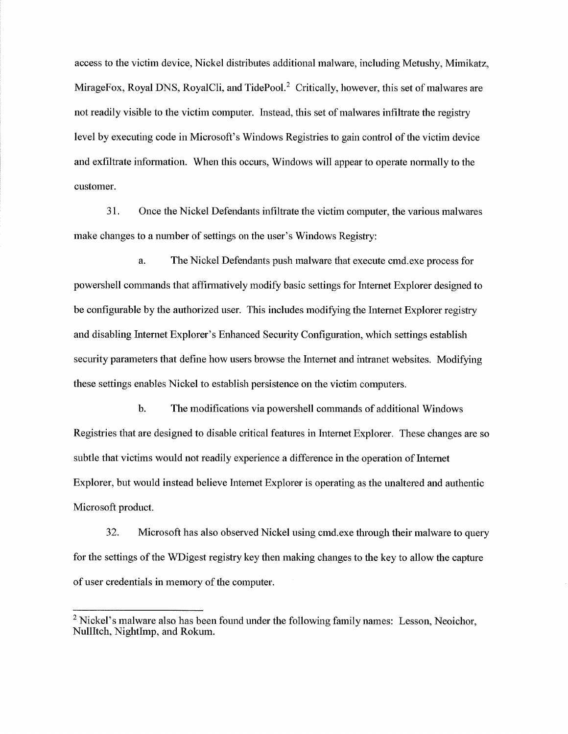access to the victim device, Nickel distributes additional malware, including Metushy, Mimikatz, MirageFox, Royal DNS, RoyalCli, and TidePool.[2] Critically, however, this set of malwares are not readily visible to the victim computer. Instead, this set of malwares infiltrate the registry level by executing code in Microsoft's Windows Registries to gain control of the victim device and exfiltrate information. When this occurs, Windows will appear to operate normally to the customer.

31. Once the Nickel Defendants infiltrate the victim computer, the various malwares make changes to a number of settings on the user's Windows Registry:

a. The Nickel Defendants push malware that execute cmd.exe process for powershell commands that affirmatively modify basic settings for Internet Explorer designed to be configurable by the authorized user. This includes modifying the Internet Explorer registry and disabling Internet Explorer's Enhanced Security Configuration, which settings establish security parameters that define how users browse the Internet and intranet websites. Modifying these settings enables Nickel to establish persistence on the victim computers.

b. The modifications via powershell commands of additional Windows Registries that are designed to disable critical features in Internet Explorer. These changes are so subtle that victims would not readily experience a difference in the operation of Internet Explorer, but would instead believe Internet Explorer is operating as the unaltered and authentic Microsoft product.

32. Microsoft has also observed Nickel using cmd.exe through their malware to query for the settings of the WDigest registry key then making changes to the key to allow the capture of user credentials in memory of the computer.

---

[2] Nickel's malware also has been found under the following family names: Lesson, Neoichor, NullItch, NightImp, and Rokum.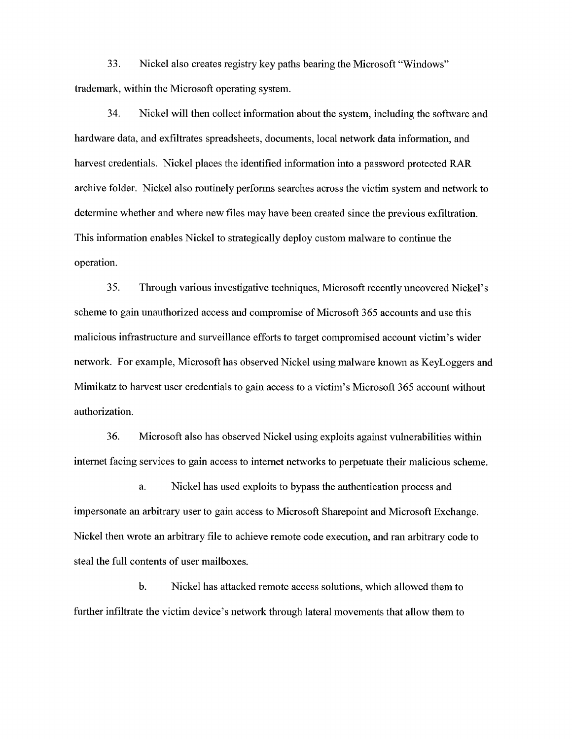33. Nickel also creates registry key paths bearing the Microsoft "Windows" trademark, within the Microsoft operating system.

34. Nickel will then collect information about the system, including the software and hardware data, and exfiltrates spreadsheets, documents, local network data information, and harvest credentials. Nickel places the identified information into a password protected RAR archive folder. Nickel also routinely performs searches across the victim system and network to determine whether and where new files may have been created since the previous exfiltration. This information enables Nickel to strategically deploy custom malware to continue the operation.

35. Through various investigative techniques, Microsoft recently uncovered Nickel's scheme to gain unauthorized access and compromise of Microsoft 365 accounts and use this malicious infrastructure and surveillance efforts to target compromised account victim's wider network. For example, Microsoft has observed Nickel using malware known as KeyLoggers and Mimikatz to harvest user credentials to gain access to a victim's Microsoft 365 account without authorization.

36. Microsoft also has observed Nickel using exploits against vulnerabilities within internet facing services to gain access to internet networks to perpetuate their malicious scheme.

a. Nickel has used exploits to bypass the authentication process and impersonate an arbitrary user to gain access to Microsoft Sharepoint and Microsoft Exchange. Nickel then wrote an arbitrary file to achieve remote code execution, and ran arbitrary code to steal the full contents of user mailboxes.

b. Nickel has attacked remote access solutions, which allowed them to further infiltrate the victim device's network through lateral movements that allow them to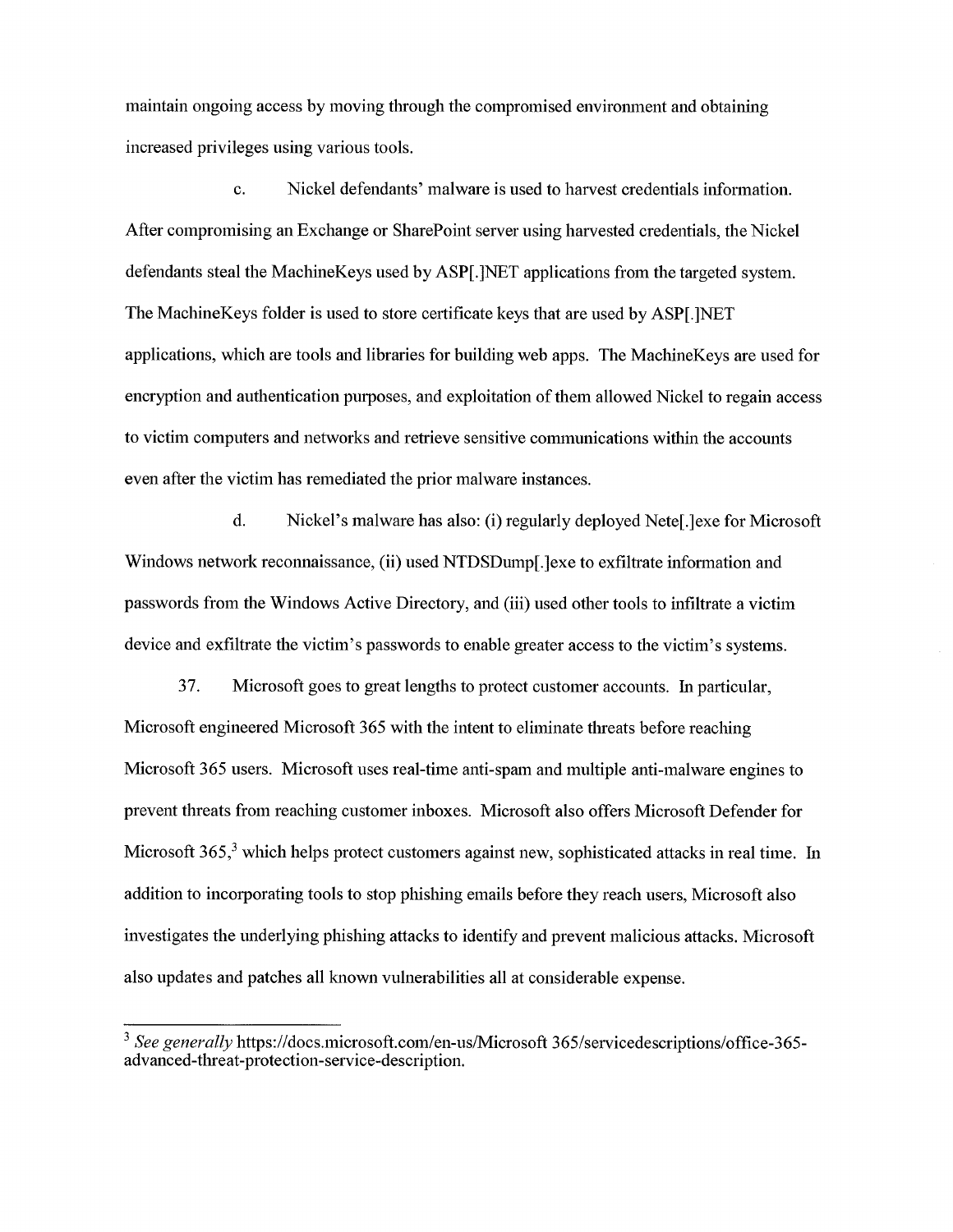maintain ongoing access by moving through the compromised environment and obtaining increased privileges using various tools.

c. Nickel defendants' malware is used to harvest credentials information. After compromising an Exchange or SharePoint server using harvested credentials, the Nickel defendants steal the MachineKeys used by ASP[.]NET applications from the targeted system. The MachineKeys folder is used to store certificate keys that are used by ASP[.]NET applications, which are tools and libraries for building web apps. The MachineKeys are used for encryption and authentication purposes, and exploitation of them allowed Nickel to regain access to victim computers and networks and retrieve sensitive communications within the accounts even after the victim has remediated the prior malware instances.

d. Nickel's malware has also: (i) regularly deployed Nete[.]exe for Microsoft Windows network reconnaissance, (ii) used NTDSDump[.]exe to exfiltrate information and passwords from the Windows Active Directory, and (iii) used other tools to infiltrate a victim device and exfiltrate the victim's passwords to enable greater access to the victim's systems.

37. Microsoft goes to great lengths to protect customer accounts. In particular, Microsoft engineered Microsoft 365 with the intent to eliminate threats before reaching Microsoft 365 users. Microsoft uses real-time anti-spam and multiple anti-malware engines to prevent threats from reaching customer inboxes. Microsoft also offers Microsoft Defender for Microsoft 365,[3] which helps protect customers against new, sophisticated attacks in real time. In addition to incorporating tools to stop phishing emails before they reach users, Microsoft also investigates the underlying phishing attacks to identify and prevent malicious attacks. Microsoft also updates and patches all known vulnerabilities all at considerable expense.

---

[3] *See generally* https://docs.microsoft.com/en-us/Microsoft 365/servicedescriptions/office-365-advanced-threat-protection-service-description.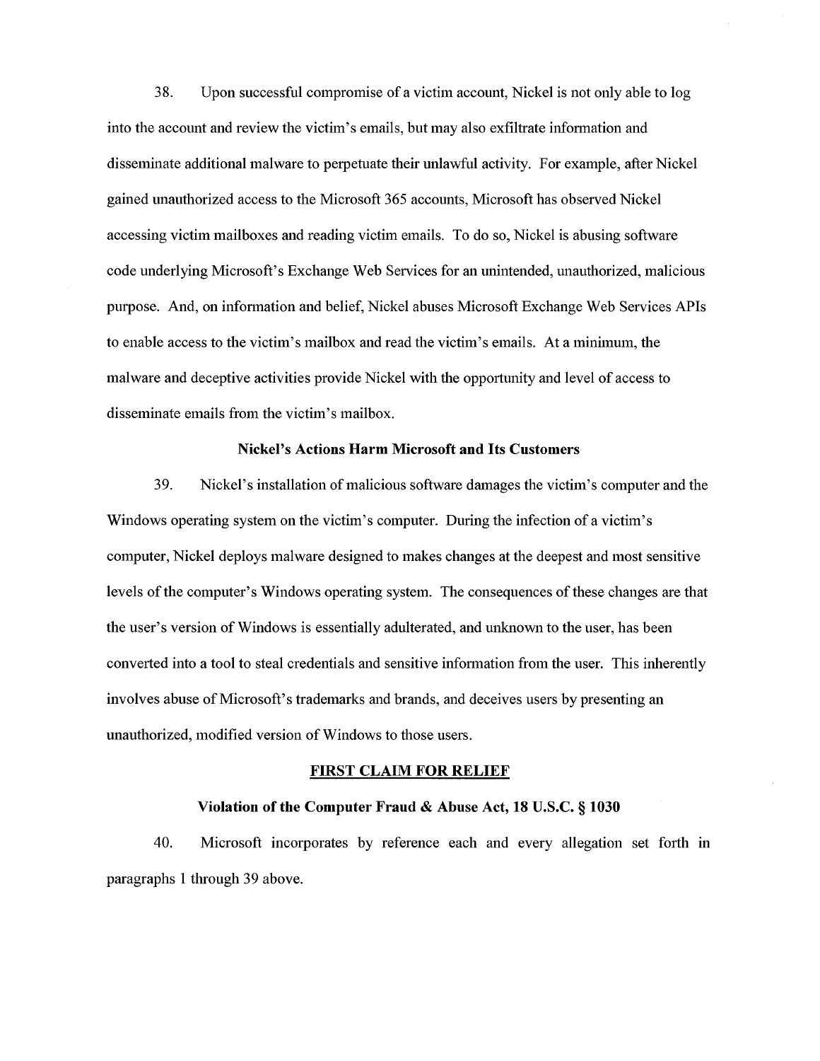38. Upon successful compromise of a victim account, Nickel is not only able to log into the account and review the victim's emails, but may also exfiltrate information and disseminate additional malware to perpetuate their unlawful activity. For example, after Nickel gained unauthorized access to the Microsoft 365 accounts, Microsoft has observed Nickel accessing victim mailboxes and reading victim emails. To do so, Nickel is abusing software code underlying Microsoft's Exchange Web Services for an unintended, unauthorized, malicious purpose. And, on information and belief, Nickel abuses Microsoft Exchange Web Services APIs to enable access to the victim's mailbox and read the victim's emails. At a minimum, the malware and deceptive activities provide Nickel with the opportunity and level of access to disseminate emails from the victim's mailbox.

**Nickel's Actions Harm Microsoft and Its Customers**

39. Nickel's installation of malicious software damages the victim's computer and the Windows operating system on the victim's computer. During the infection of a victim's computer, Nickel deploys malware designed to makes changes at the deepest and most sensitive levels of the computer's Windows operating system. The consequences of these changes are that the user's version of Windows is essentially adulterated, and unknown to the user, has been converted into a tool to steal credentials and sensitive information from the user. This inherently involves abuse of Microsoft's trademarks and brands, and deceives users by presenting an unauthorized, modified version of Windows to those users.

## FIRST CLAIM FOR RELIEF

### Violation of the Computer Fraud & Abuse Act, 18 U.S.C. § 1030

40. Microsoft incorporates by reference each and every allegation set forth in paragraphs 1 through 39 above.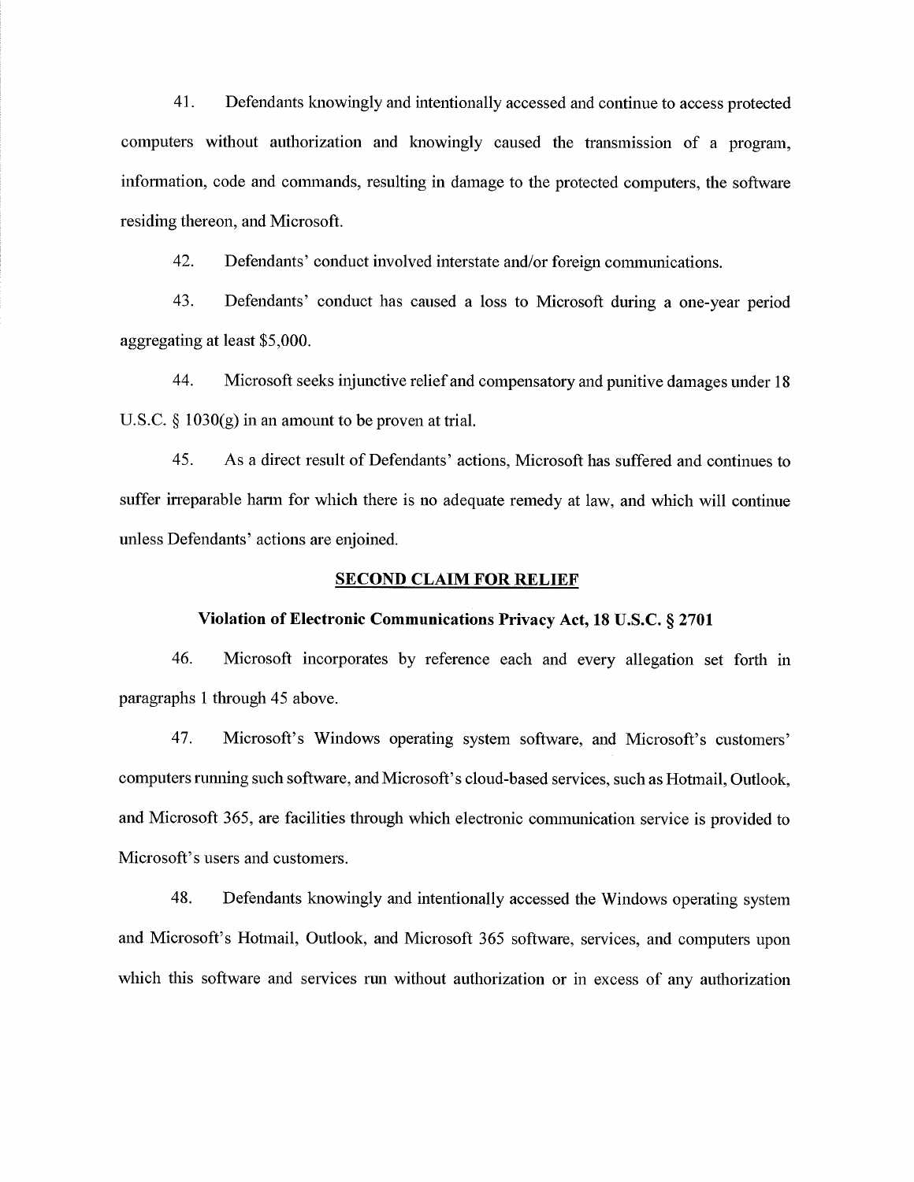41. Defendants knowingly and intentionally accessed and continue to access protected computers without authorization and knowingly caused the transmission of a program, information, code and commands, resulting in damage to the protected computers, the software residing thereon, and Microsoft.

42. Defendants' conduct involved interstate and/or foreign communications.

43. Defendants' conduct has caused a loss to Microsoft during a one-year period aggregating at least $5,000.

44. Microsoft seeks injunctive relief and compensatory and punitive damages under 18 U.S.C. § 1030(g) in an amount to be proven at trial.

45. As a direct result of Defendants' actions, Microsoft has suffered and continues to suffer irreparable harm for which there is no adequate remedy at law, and which will continue unless Defendants' actions are enjoined.

## SECOND CLAIM FOR RELIEF

### Violation of Electronic Communications Privacy Act, 18 U.S.C. § 2701

46. Microsoft incorporates by reference each and every allegation set forth in paragraphs 1 through 45 above.

47. Microsoft's Windows operating system software, and Microsoft's customers' computers running such software, and Microsoft's cloud-based services, such as Hotmail, Outlook, and Microsoft 365, are facilities through which electronic communication service is provided to Microsoft's users and customers.

48. Defendants knowingly and intentionally accessed the Windows operating system and Microsoft's Hotmail, Outlook, and Microsoft 365 software, services, and computers upon which this software and services run without authorization or in excess of any authorization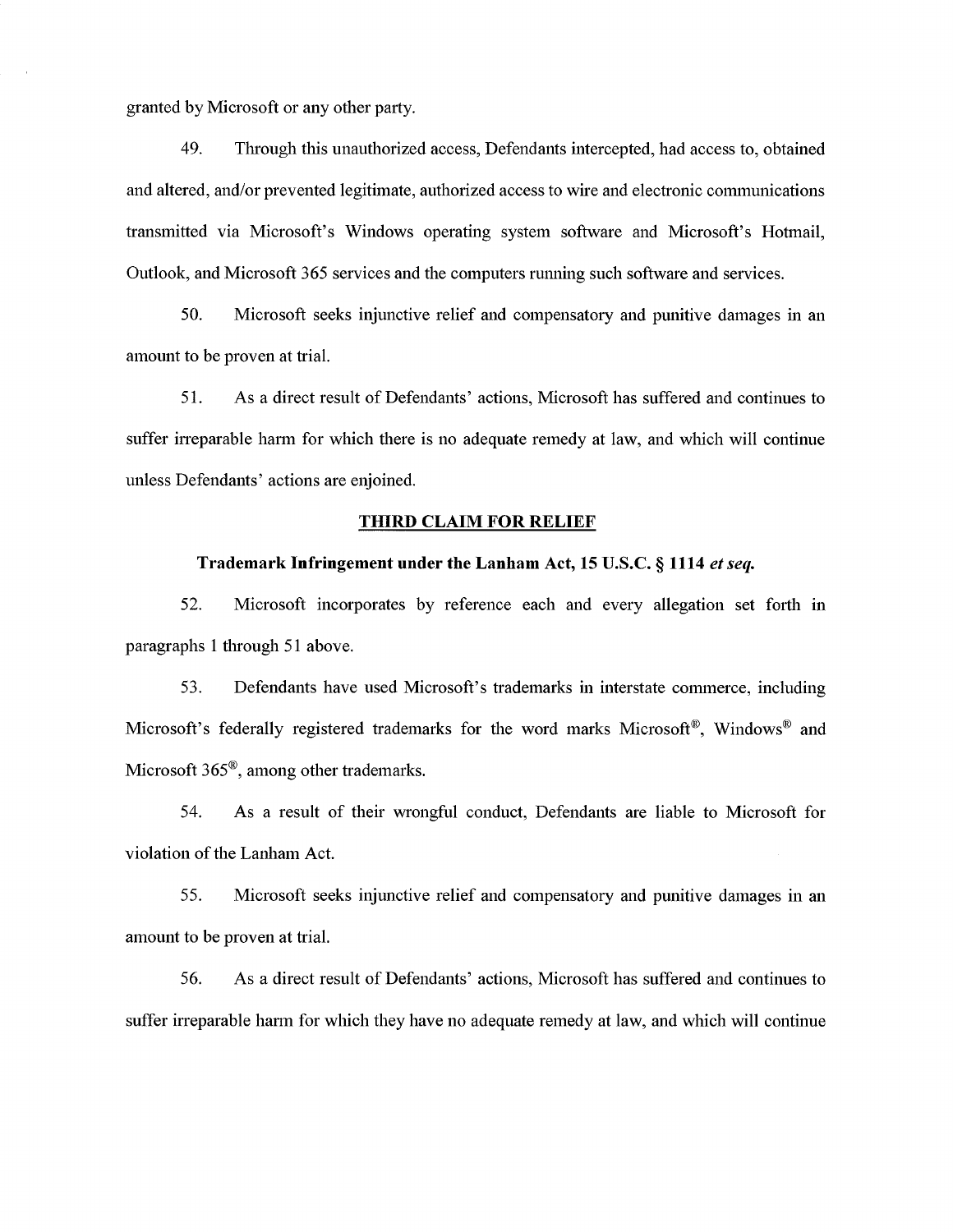granted by Microsoft or any other party.

49. Through this unauthorized access, Defendants intercepted, had access to, obtained and altered, and/or prevented legitimate, authorized access to wire and electronic communications transmitted via Microsoft's Windows operating system software and Microsoft's Hotmail, Outlook, and Microsoft 365 services and the computers running such software and services.

50. Microsoft seeks injunctive relief and compensatory and punitive damages in an amount to be proven at trial.

51. As a direct result of Defendants' actions, Microsoft has suffered and continues to suffer irreparable harm for which there is no adequate remedy at law, and which will continue unless Defendants' actions are enjoined.

## THIRD CLAIM FOR RELIEF

### Trademark Infringement under the Lanham Act, 15 U.S.C. § 1114 *et seq.*

52. Microsoft incorporates by reference each and every allegation set forth in paragraphs 1 through 51 above.

53. Defendants have used Microsoft's trademarks in interstate commerce, including Microsoft's federally registered trademarks for the word marks Microsoft®, Windows® and Microsoft 365®, among other trademarks.

54. As a result of their wrongful conduct, Defendants are liable to Microsoft for violation of the Lanham Act.

55. Microsoft seeks injunctive relief and compensatory and punitive damages in an amount to be proven at trial.

56. As a direct result of Defendants' actions, Microsoft has suffered and continues to suffer irreparable harm for which they have no adequate remedy at law, and which will continue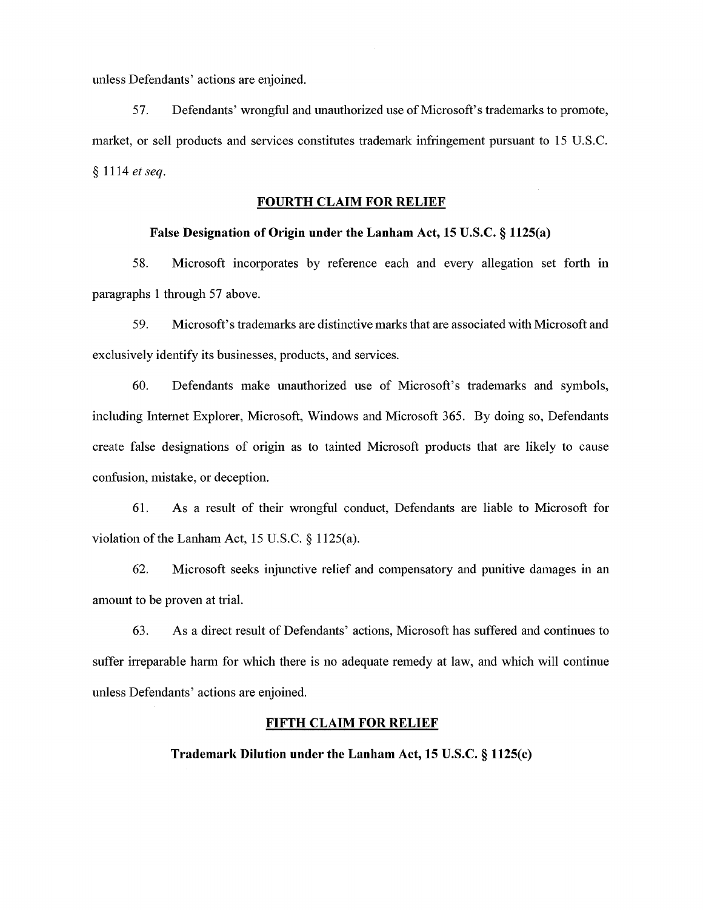unless Defendants' actions are enjoined.

57. Defendants' wrongful and unauthorized use of Microsoft's trademarks to promote, market, or sell products and services constitutes trademark infringement pursuant to 15 U.S.C. § 1114 *et seq*.

**FOURTH CLAIM FOR RELIEF**

**False Designation of Origin under the Lanham Act, 15 U.S.C. § 1125(a)**

58. Microsoft incorporates by reference each and every allegation set forth in paragraphs 1 through 57 above.

59. Microsoft's trademarks are distinctive marks that are associated with Microsoft and exclusively identify its businesses, products, and services.

60. Defendants make unauthorized use of Microsoft's trademarks and symbols, including Internet Explorer, Microsoft, Windows and Microsoft 365. By doing so, Defendants create false designations of origin as to tainted Microsoft products that are likely to cause confusion, mistake, or deception.

61. As a result of their wrongful conduct, Defendants are liable to Microsoft for violation of the Lanham Act, 15 U.S.C. § 1125(a).

62. Microsoft seeks injunctive relief and compensatory and punitive damages in an amount to be proven at trial.

63. As a direct result of Defendants' actions, Microsoft has suffered and continues to suffer irreparable harm for which there is no adequate remedy at law, and which will continue unless Defendants' actions are enjoined.

**FIFTH CLAIM FOR RELIEF**

**Trademark Dilution under the Lanham Act, 15 U.S.C. § 1125(c)**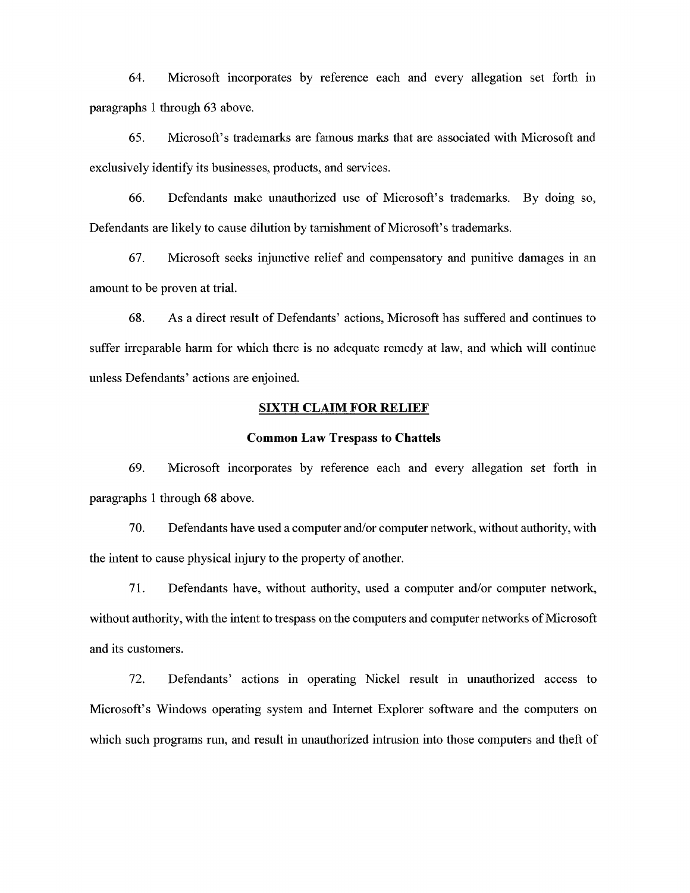64. Microsoft incorporates by reference each and every allegation set forth in paragraphs 1 through 63 above.

65. Microsoft's trademarks are famous marks that are associated with Microsoft and exclusively identify its businesses, products, and services.

66. Defendants make unauthorized use of Microsoft's trademarks. By doing so, Defendants are likely to cause dilution by tarnishment of Microsoft's trademarks.

67. Microsoft seeks injunctive relief and compensatory and punitive damages in an amount to be proven at trial.

68. As a direct result of Defendants' actions, Microsoft has suffered and continues to suffer irreparable harm for which there is no adequate remedy at law, and which will continue unless Defendants' actions are enjoined.

## SIXTH CLAIM FOR RELIEF

### Common Law Trespass to Chattels

69. Microsoft incorporates by reference each and every allegation set forth in paragraphs 1 through 68 above.

70. Defendants have used a computer and/or computer network, without authority, with the intent to cause physical injury to the property of another.

71. Defendants have, without authority, used a computer and/or computer network, without authority, with the intent to trespass on the computers and computer networks of Microsoft and its customers.

72. Defendants' actions in operating Nickel result in unauthorized access to Microsoft's Windows operating system and Internet Explorer software and the computers on which such programs run, and result in unauthorized intrusion into those computers and theft of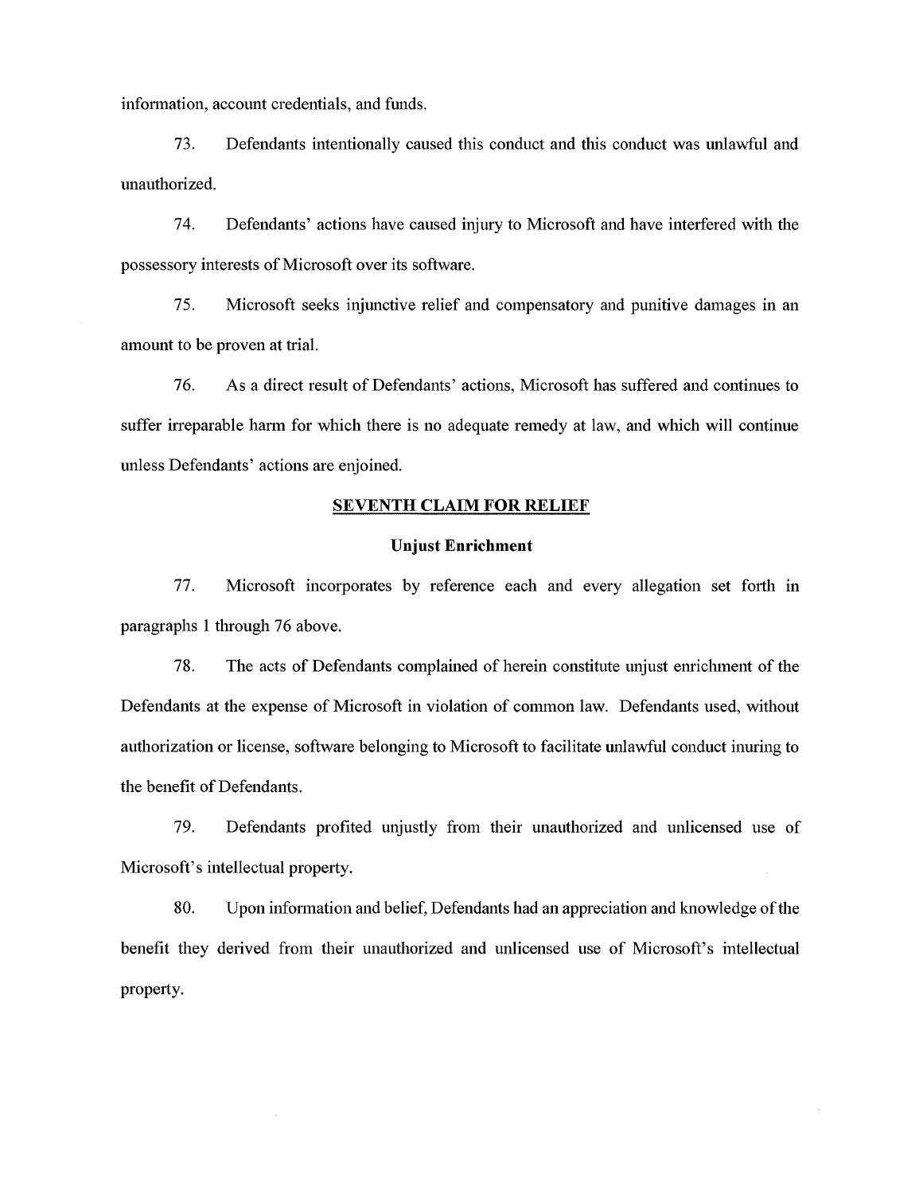information, account credentials, and funds.

73. Defendants intentionally caused this conduct and this conduct was unlawful and unauthorized.

74. Defendants' actions have caused injury to Microsoft and have interfered with the possessory interests of Microsoft over its software.

75. Microsoft seeks injunctive relief and compensatory and punitive damages in an amount to be proven at trial.

76. As a direct result of Defendants' actions, Microsoft has suffered and continues to suffer irreparable harm for which there is no adequate remedy at law, and which will continue unless Defendants' actions are enjoined.

## SEVENTH CLAIM FOR RELIEF

### Unjust Enrichment

77. Microsoft incorporates by reference each and every allegation set forth in paragraphs 1 through 76 above.

78. The acts of Defendants complained of herein constitute unjust enrichment of the Defendants at the expense of Microsoft in violation of common law. Defendants used, without authorization or license, software belonging to Microsoft to facilitate unlawful conduct inuring to the benefit of Defendants.

79. Defendants profited unjustly from their unauthorized and unlicensed use of Microsoft's intellectual property.

80. Upon information and belief, Defendants had an appreciation and knowledge of the benefit they derived from their unauthorized and unlicensed use of Microsoft's intellectual property.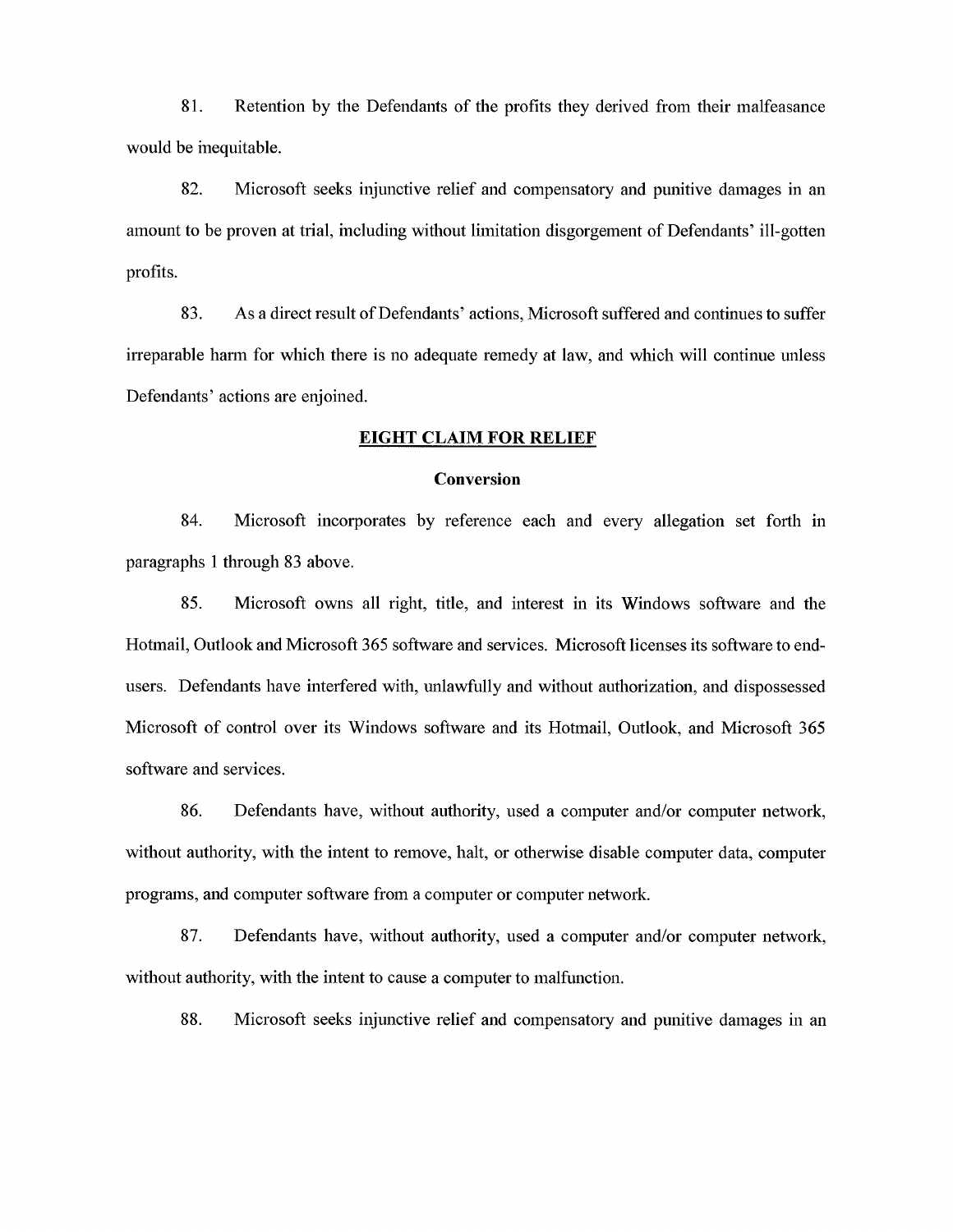81. Retention by the Defendants of the profits they derived from their malfeasance would be inequitable.

82. Microsoft seeks injunctive relief and compensatory and punitive damages in an amount to be proven at trial, including without limitation disgorgement of Defendants' ill-gotten profits.

83. As a direct result of Defendants' actions, Microsoft suffered and continues to suffer irreparable harm for which there is no adequate remedy at law, and which will continue unless Defendants' actions are enjoined.

## EIGHT CLAIM FOR RELIEF

### Conversion

84. Microsoft incorporates by reference each and every allegation set forth in paragraphs 1 through 83 above.

85. Microsoft owns all right, title, and interest in its Windows software and the Hotmail, Outlook and Microsoft 365 software and services. Microsoft licenses its software to end-users. Defendants have interfered with, unlawfully and without authorization, and dispossessed Microsoft of control over its Windows software and its Hotmail, Outlook, and Microsoft 365 software and services.

86. Defendants have, without authority, used a computer and/or computer network, without authority, with the intent to remove, halt, or otherwise disable computer data, computer programs, and computer software from a computer or computer network.

87. Defendants have, without authority, used a computer and/or computer network, without authority, with the intent to cause a computer to malfunction.

88. Microsoft seeks injunctive relief and compensatory and punitive damages in an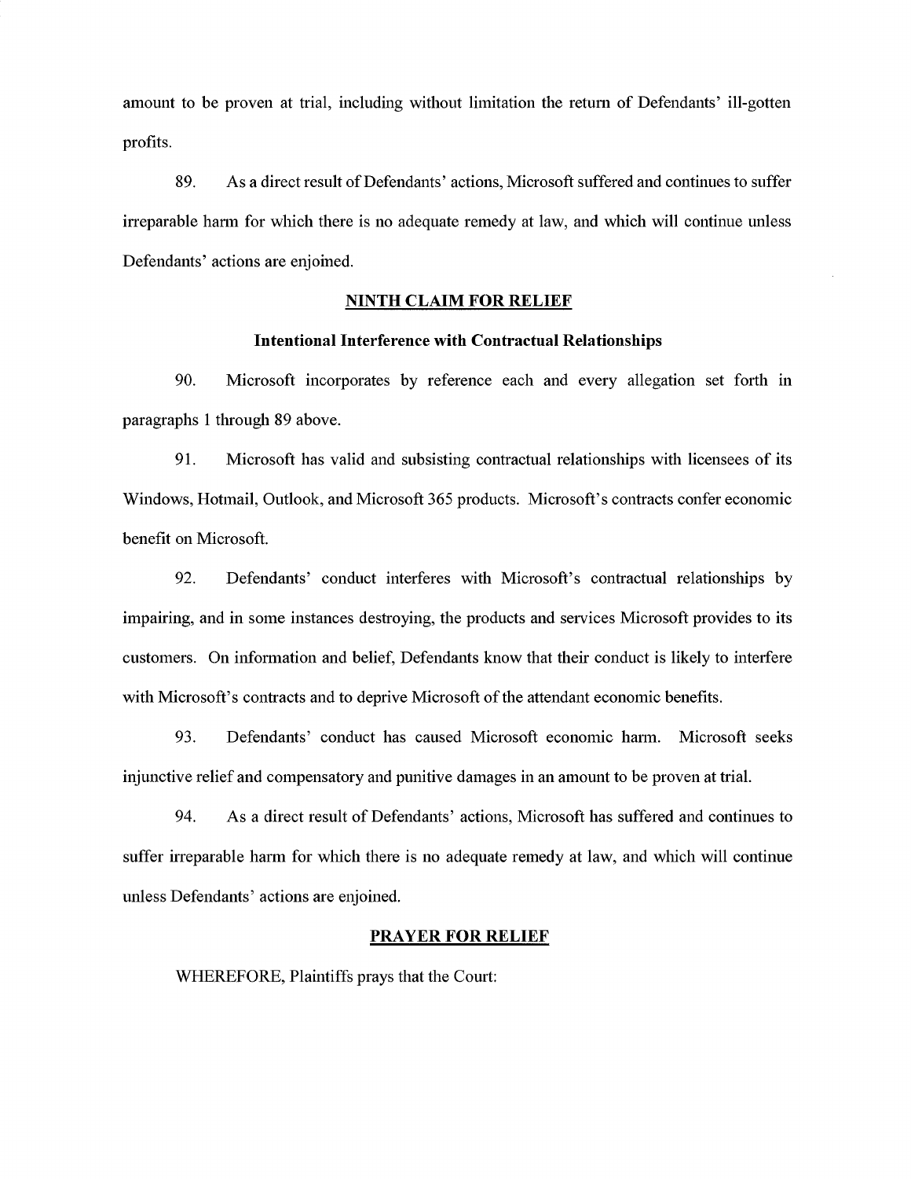amount to be proven at trial, including without limitation the return of Defendants' ill-gotten profits.

89. As a direct result of Defendants' actions, Microsoft suffered and continues to suffer irreparable harm for which there is no adequate remedy at law, and which will continue unless Defendants' actions are enjoined.

## NINTH CLAIM FOR RELIEF

### Intentional Interference with Contractual Relationships

90. Microsoft incorporates by reference each and every allegation set forth in paragraphs 1 through 89 above.

91. Microsoft has valid and subsisting contractual relationships with licensees of its Windows, Hotmail, Outlook, and Microsoft 365 products. Microsoft's contracts confer economic benefit on Microsoft.

92. Defendants' conduct interferes with Microsoft's contractual relationships by impairing, and in some instances destroying, the products and services Microsoft provides to its customers. On information and belief, Defendants know that their conduct is likely to interfere with Microsoft's contracts and to deprive Microsoft of the attendant economic benefits.

93. Defendants' conduct has caused Microsoft economic harm. Microsoft seeks injunctive relief and compensatory and punitive damages in an amount to be proven at trial.

94. As a direct result of Defendants' actions, Microsoft has suffered and continues to suffer irreparable harm for which there is no adequate remedy at law, and which will continue unless Defendants' actions are enjoined.

## PRAYER FOR RELIEF

WHEREFORE, Plaintiffs prays that the Court: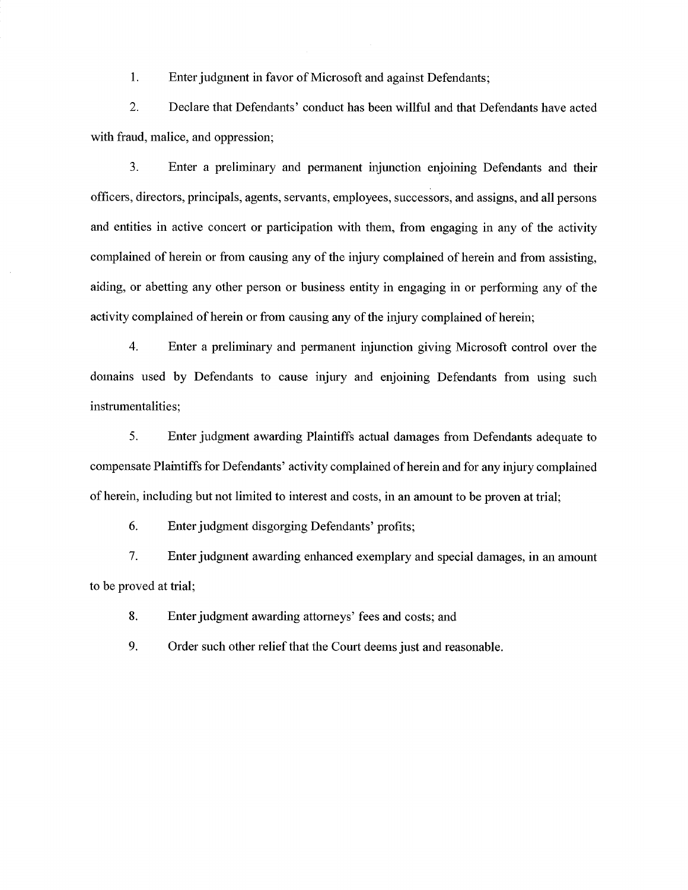1. Enter judgment in favor of Microsoft and against Defendants;

2. Declare that Defendants' conduct has been willful and that Defendants have acted with fraud, malice, and oppression;

3. Enter a preliminary and permanent injunction enjoining Defendants and their officers, directors, principals, agents, servants, employees, successors, and assigns, and all persons and entities in active concert or participation with them, from engaging in any of the activity complained of herein or from causing any of the injury complained of herein and from assisting, aiding, or abetting any other person or business entity in engaging in or performing any of the activity complained of herein or from causing any of the injury complained of herein;

4. Enter a preliminary and permanent injunction giving Microsoft control over the domains used by Defendants to cause injury and enjoining Defendants from using such instrumentalities;

5. Enter judgment awarding Plaintiffs actual damages from Defendants adequate to compensate Plaintiffs for Defendants' activity complained of herein and for any injury complained of herein, including but not limited to interest and costs, in an amount to be proven at trial;

6. Enter judgment disgorging Defendants' profits;

7. Enter judgment awarding enhanced exemplary and special damages, in an amount to be proved at trial;

8. Enter judgment awarding attorneys' fees and costs; and

9. Order such other relief that the Court deems just and reasonable.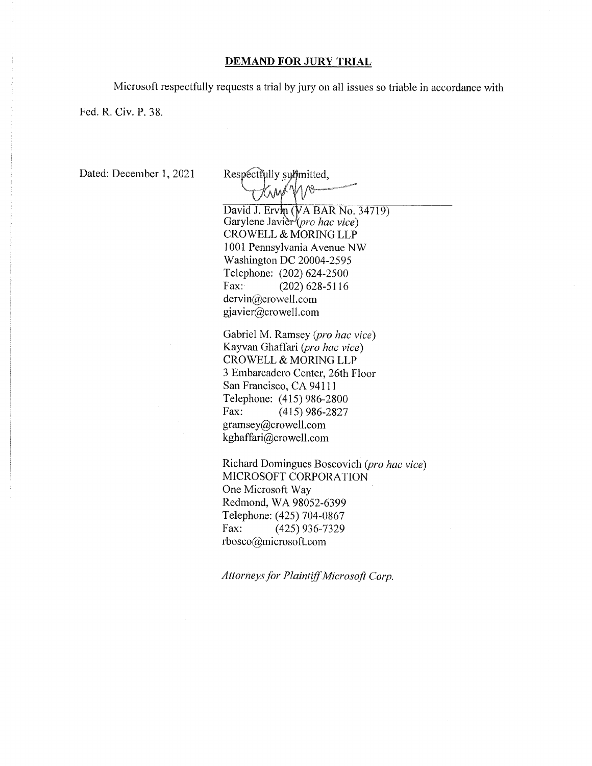**DEMAND FOR JURY TRIAL**

Microsoft respectfully requests a trial by jury on all issues so triable in accordance with Fed. R. Civ. P. 38.

Dated: December 1, 2021

Respectfully submitted,

David J. Ervin (VA BAR No. 34719)
Garylene Javier *(pro hac vice)*
CROWELL & MORING LLP
1001 Pennsylvania Avenue NW
Washington DC 20004-2595
Telephone: (202) 624-2500
Fax: (202) 628-5116
dervin@crowell.com
gjavier@crowell.com

Gabriel M. Ramsey *(pro hac vice)*
Kayvan Ghaffari *(pro hac vice)*
CROWELL & MORING LLP
3 Embarcadero Center, 26th Floor
San Francisco, CA 94111
Telephone: (415) 986-2800
Fax: (415) 986-2827
gramsey@crowell.com
kghaffari@crowell.com

Richard Domingues Boscovich *(pro hac vice)*
MICROSOFT CORPORATION
One Microsoft Way
Redmond, WA 98052-6399
Telephone: (425) 704-0867
Fax: (425) 936-7329
rbosco@microsoft.com

*Attorneys for Plaintiff Microsoft Corp.*